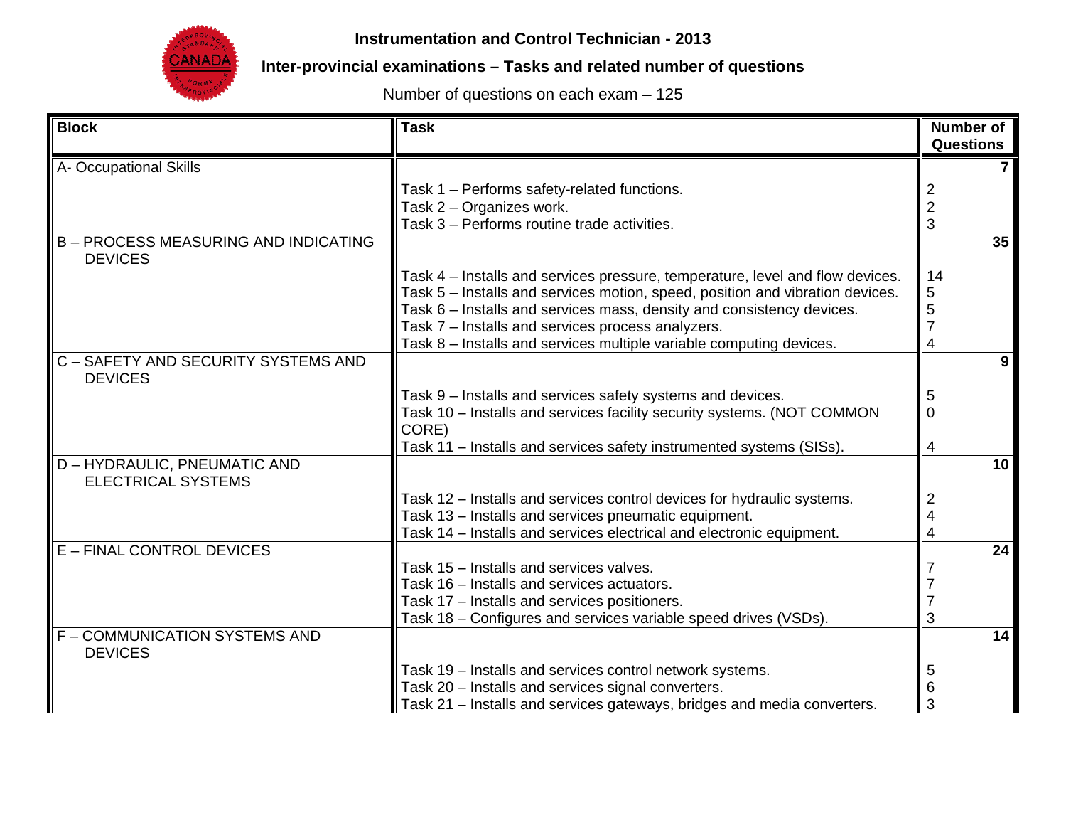**Instrumentation and Control Technician - 2013**

**Inter-provincial examinations – Tasks and related number of questions**

Number of questions on each exam – 125

| Block | Task | Number of Questions |
|---|---|---|
| A- Occupational Skills | | **7** |
| | Task 1 – Performs safety-related functions. | 2 |
| | Task 2 – Organizes work. | 2 |
| | Task 3 – Performs routine trade activities. | 3 |
| B – PROCESS MEASURING AND INDICATING DEVICES | | **35** |
| | Task 4 – Installs and services pressure, temperature, level and flow devices. | 14 |
| | Task 5 – Installs and services motion, speed, position and vibration devices. | 5 |
| | Task 6 – Installs and services mass, density and consistency devices. | 5 |
| | Task 7 – Installs and services process analyzers. | 7 |
| | Task 8 – Installs and services multiple variable computing devices. | 4 |
| C – SAFETY AND SECURITY SYSTEMS AND DEVICES | | **9** |
| | Task 9 – Installs and services safety systems and devices. | 5 |
| | Task 10 – Installs and services facility security systems. (NOT COMMON CORE) | 0 |
| | Task 11 – Installs and services safety instrumented systems (SISs). | 4 |
| D – HYDRAULIC, PNEUMATIC AND ELECTRICAL SYSTEMS | | **10** |
| | Task 12 – Installs and services control devices for hydraulic systems. | 2 |
| | Task 13 – Installs and services pneumatic equipment. | 4 |
| | Task 14 – Installs and services electrical and electronic equipment. | 4 |
| E – FINAL CONTROL DEVICES | | **24** |
| | Task 15 – Installs and services valves. | 7 |
| | Task 16 – Installs and services actuators. | 7 |
| | Task 17 – Installs and services positioners. | 7 |
| | Task 18 – Configures and services variable speed drives (VSDs). | 3 |
| F – COMMUNICATION SYSTEMS AND DEVICES | | **14** |
| | Task 19 – Installs and services control network systems. | 5 |
| | Task 20 – Installs and services signal converters. | 6 |
| | Task 21 – Installs and services gateways, bridges and media converters. | 3 |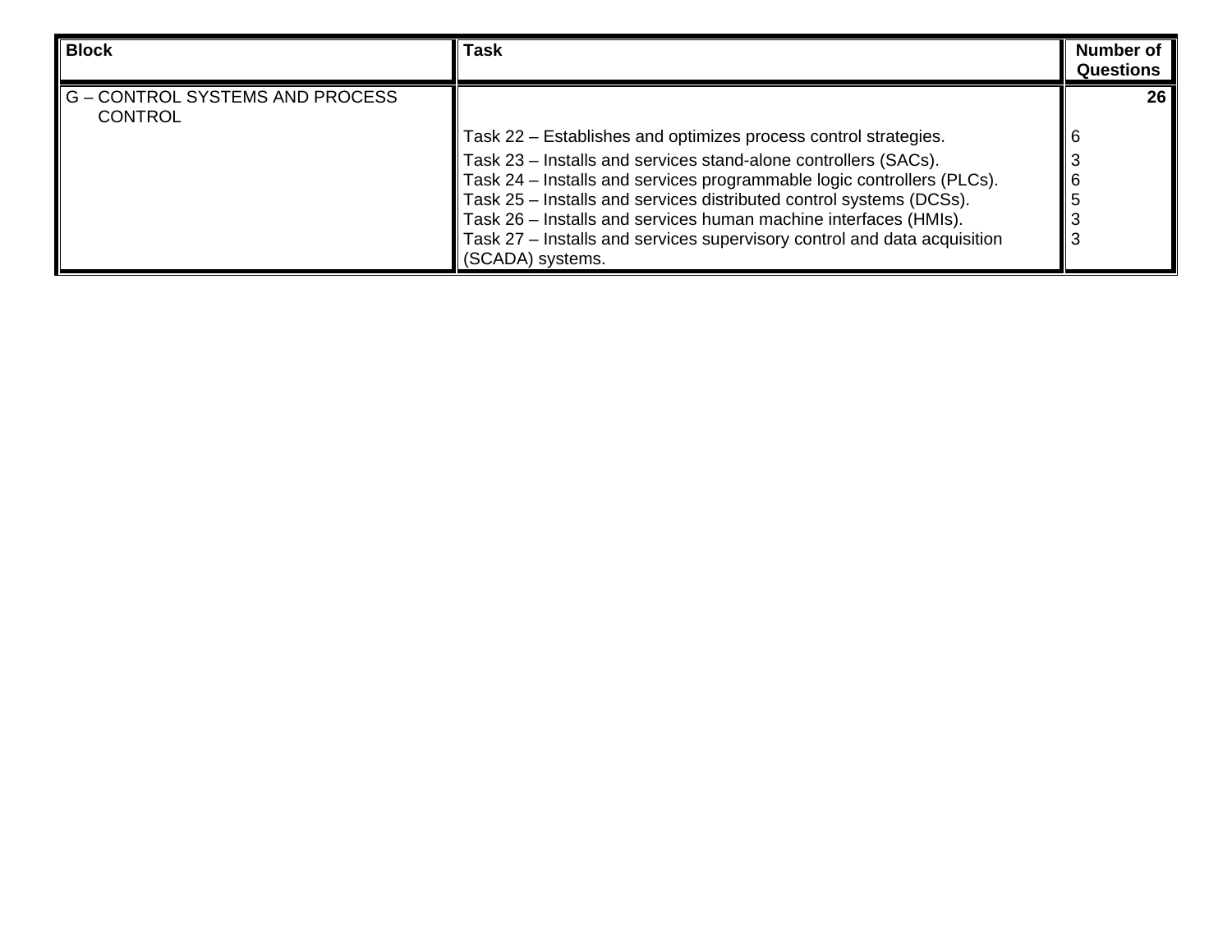| Block | Task | Number of Questions |
| --- | --- | --- |
| G – CONTROL SYSTEMS AND PROCESS CONTROL | | 26 |
| | Task 22 – Establishes and optimizes process control strategies. | 6 |
| | Task 23 – Installs and services stand-alone controllers (SACs). | 3 |
| | Task 24 – Installs and services programmable logic controllers (PLCs). | 6 |
| | Task 25 – Installs and services distributed control systems (DCSs). | 5 |
| | Task 26 – Installs and services human machine interfaces (HMIs). | 3 |
| | Task 27 – Installs and services supervisory control and data acquisition (SCADA) systems. | 3 |